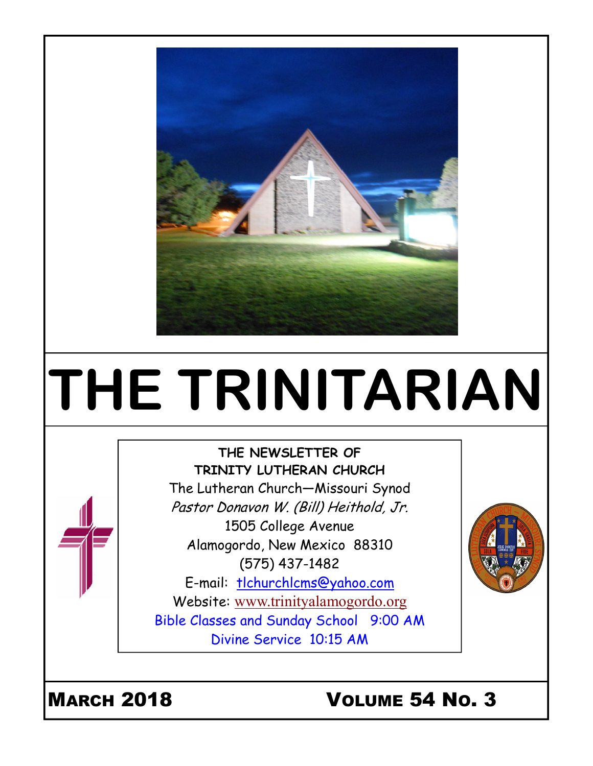# THE TRINITARIAN

**THE NEWSLETTER OF**
**TRINITY LUTHERAN CHURCH**

The Lutheran Church—Missouri Synod

*Pastor Donavon W. (Bill) Heithold, Jr.*

1505 College Avenue

Alamogordo, New Mexico 88310

(575) 437-1482

E-mail: tlchurchlcms@yahoo.com

Website: www.trinityalamogordo.org

Bible Classes and Sunday School 9:00 AM

Divine Service 10:15 AM

**MARCH 2018** **VOLUME 54 NO. 3**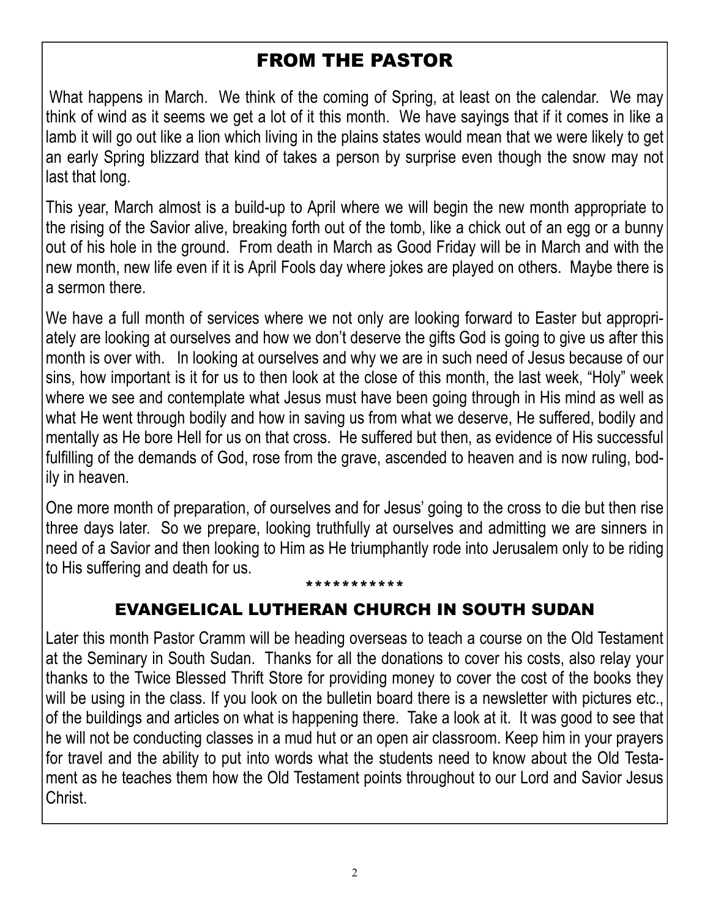## FROM THE PASTOR

What happens in March. We think of the coming of Spring, at least on the calendar. We may think of wind as it seems we get a lot of it this month. We have sayings that if it comes in like a lamb it will go out like a lion which living in the plains states would mean that we were likely to get an early Spring blizzard that kind of takes a person by surprise even though the snow may not last that long.

This year, March almost is a build-up to April where we will begin the new month appropriate to the rising of the Savior alive, breaking forth out of the tomb, like a chick out of an egg or a bunny out of his hole in the ground. From death in March as Good Friday will be in March and with the new month, new life even if it is April Fools day where jokes are played on others. Maybe there is a sermon there.

We have a full month of services where we not only are looking forward to Easter but appropriately are looking at ourselves and how we don't deserve the gifts God is going to give us after this month is over with. In looking at ourselves and why we are in such need of Jesus because of our sins, how important is it for us to then look at the close of this month, the last week, "Holy" week where we see and contemplate what Jesus must have been going through in His mind as well as what He went through bodily and how in saving us from what we deserve, He suffered, bodily and mentally as He bore Hell for us on that cross. He suffered but then, as evidence of His successful fulfilling of the demands of God, rose from the grave, ascended to heaven and is now ruling, bodily in heaven.

One more month of preparation, of ourselves and for Jesus' going to the cross to die but then rise three days later. So we prepare, looking truthfully at ourselves and admitting we are sinners in need of a Savior and then looking to Him as He triumphantly rode into Jerusalem only to be riding to His suffering and death for us.

***********

## EVANGELICAL LUTHERAN CHURCH IN SOUTH SUDAN

Later this month Pastor Cramm will be heading overseas to teach a course on the Old Testament at the Seminary in South Sudan. Thanks for all the donations to cover his costs, also relay your thanks to the Twice Blessed Thrift Store for providing money to cover the cost of the books they will be using in the class. If you look on the bulletin board there is a newsletter with pictures etc., of the buildings and articles on what is happening there. Take a look at it. It was good to see that he will not be conducting classes in a mud hut or an open air classroom. Keep him in your prayers for travel and the ability to put into words what the students need to know about the Old Testament as he teaches them how the Old Testament points throughout to our Lord and Savior Jesus Christ.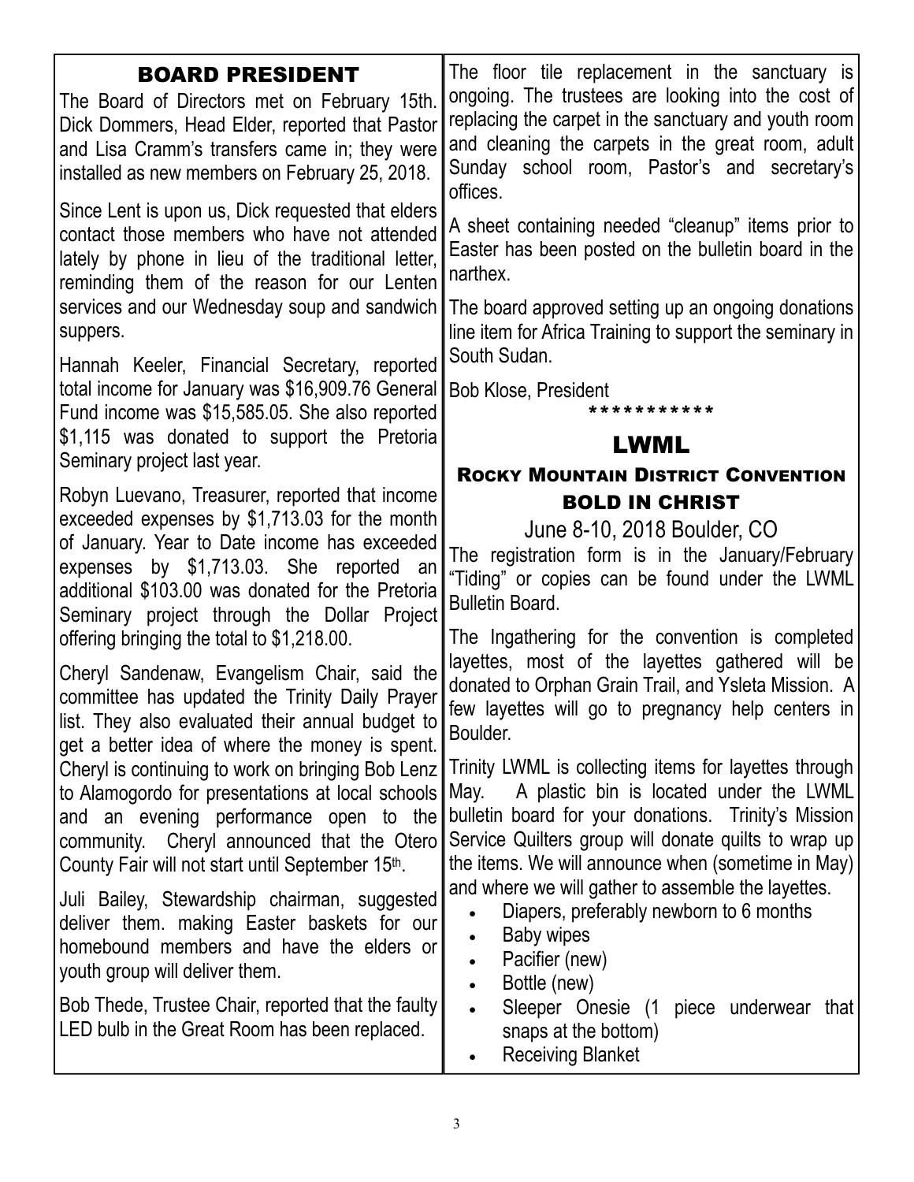## BOARD PRESIDENT

The Board of Directors met on February 15th. Dick Dommers, Head Elder, reported that Pastor and Lisa Cramm's transfers came in; they were installed as new members on February 25, 2018.

Since Lent is upon us, Dick requested that elders contact those members who have not attended lately by phone in lieu of the traditional letter, reminding them of the reason for our Lenten services and our Wednesday soup and sandwich suppers.

Hannah Keeler, Financial Secretary, reported total income for January was $16,909.76 General Fund income was $15,585.05. She also reported $1,115 was donated to support the Pretoria Seminary project last year.

Robyn Luevano, Treasurer, reported that income exceeded expenses by $1,713.03 for the month of January. Year to Date income has exceeded expenses by $1,713.03. She reported an additional $103.00 was donated for the Pretoria Seminary project through the Dollar Project offering bringing the total to $1,218.00.

Cheryl Sandenaw, Evangelism Chair, said the committee has updated the Trinity Daily Prayer list. They also evaluated their annual budget to get a better idea of where the money is spent. Cheryl is continuing to work on bringing Bob Lenz to Alamogordo for presentations at local schools and an evening performance open to the community. Cheryl announced that the Otero County Fair will not start until September 15th.

Juli Bailey, Stewardship chairman, suggested deliver them. making Easter baskets for our homebound members and have the elders or youth group will deliver them.

Bob Thede, Trustee Chair, reported that the faulty LED bulb in the Great Room has been replaced.

The floor tile replacement in the sanctuary is ongoing. The trustees are looking into the cost of replacing the carpet in the sanctuary and youth room and cleaning the carpets in the great room, adult Sunday school room, Pastor's and secretary's offices.

A sheet containing needed "cleanup" items prior to Easter has been posted on the bulletin board in the narthex.

The board approved setting up an ongoing donations line item for Africa Training to support the seminary in South Sudan.

Bob Klose, President

***********

## LWML

### Rocky Mountain District Convention

### BOLD IN CHRIST

June 8-10, 2018 Boulder, CO

The registration form is in the January/February "Tiding" or copies can be found under the LWML Bulletin Board.

The Ingathering for the convention is completed layettes, most of the layettes gathered will be donated to Orphan Grain Trail, and Ysleta Mission. A few layettes will go to pregnancy help centers in Boulder.

Trinity LWML is collecting items for layettes through May. A plastic bin is located under the LWML bulletin board for your donations. Trinity's Mission Service Quilters group will donate quilts to wrap up the items. We will announce when (sometime in May) and where we will gather to assemble the layettes.

- Diapers, preferably newborn to 6 months
- Baby wipes
- Pacifier (new)
- Bottle (new)
- Sleeper Onesie (1 piece underwear that snaps at the bottom)
- Receiving Blanket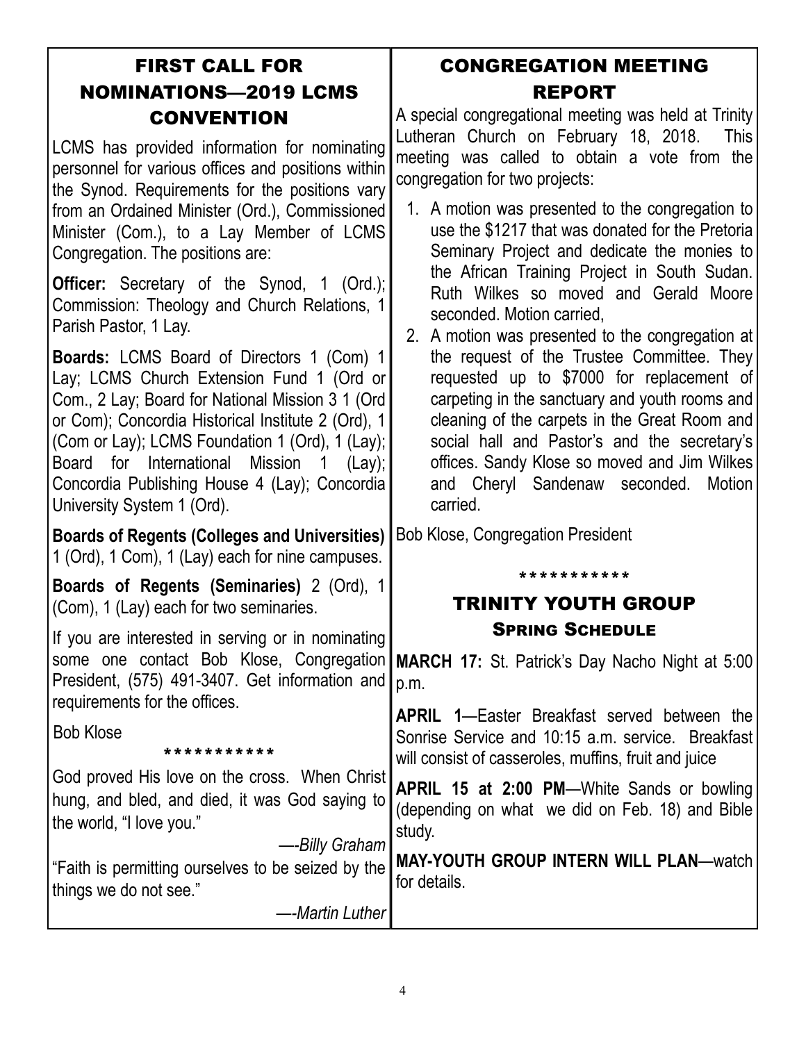## FIRST CALL FOR NOMINATIONS—2019 LCMS CONVENTION

LCMS has provided information for nominating personnel for various offices and positions within the Synod. Requirements for the positions vary from an Ordained Minister (Ord.), Commissioned Minister (Com.), to a Lay Member of LCMS Congregation. The positions are:

**Officer:** Secretary of the Synod, 1 (Ord.); Commission: Theology and Church Relations, 1 Parish Pastor, 1 Lay.

**Boards:** LCMS Board of Directors 1 (Com) 1 Lay; LCMS Church Extension Fund 1 (Ord or Com., 2 Lay; Board for National Mission 3 1 (Ord or Com); Concordia Historical Institute 2 (Ord), 1 (Com or Lay); LCMS Foundation 1 (Ord), 1 (Lay); Board for International Mission 1 (Lay); Concordia Publishing House 4 (Lay); Concordia University System 1 (Ord).

**Boards of Regents (Colleges and Universities)** 1 (Ord), 1 Com), 1 (Lay) each for nine campuses.

**Boards of Regents (Seminaries)** 2 (Ord), 1 (Com), 1 (Lay) each for two seminaries.

If you are interested in serving or in nominating some one contact Bob Klose, Congregation President, (575) 491-3407. Get information and requirements for the offices.

Bob Klose

\*\*\*\*\*\*\*\*\*\*\*

God proved His love on the cross. When Christ hung, and bled, and died, it was God saying to the world, "I love you."

—-*Billy Graham*

"Faith is permitting ourselves to be seized by the things we do not see."

—-*Martin Luther*

## CONGREGATION MEETING REPORT

A special congregational meeting was held at Trinity Lutheran Church on February 18, 2018. This meeting was called to obtain a vote from the congregation for two projects:

1. A motion was presented to the congregation to use the $1217 that was donated for the Pretoria Seminary Project and dedicate the monies to the African Training Project in South Sudan. Ruth Wilkes so moved and Gerald Moore seconded. Motion carried,
2. A motion was presented to the congregation at the request of the Trustee Committee. They requested up to $7000 for replacement of carpeting in the sanctuary and youth rooms and cleaning of the carpets in the Great Room and social hall and Pastor's and the secretary's offices. Sandy Klose so moved and Jim Wilkes and Cheryl Sandenaw seconded. Motion carried.

Bob Klose, Congregation President

\*\*\*\*\*\*\*\*\*\*\*

## TRINITY YOUTH GROUP

### SPRING SCHEDULE

**MARCH 17:** St. Patrick's Day Nacho Night at 5:00 p.m.

**APRIL 1**—Easter Breakfast served between the Sonrise Service and 10:15 a.m. service. Breakfast will consist of casseroles, muffins, fruit and juice

**APRIL 15 at 2:00 PM**—White Sands or bowling (depending on what we did on Feb. 18) and Bible study.

**MAY-YOUTH GROUP INTERN WILL PLAN**—watch for details.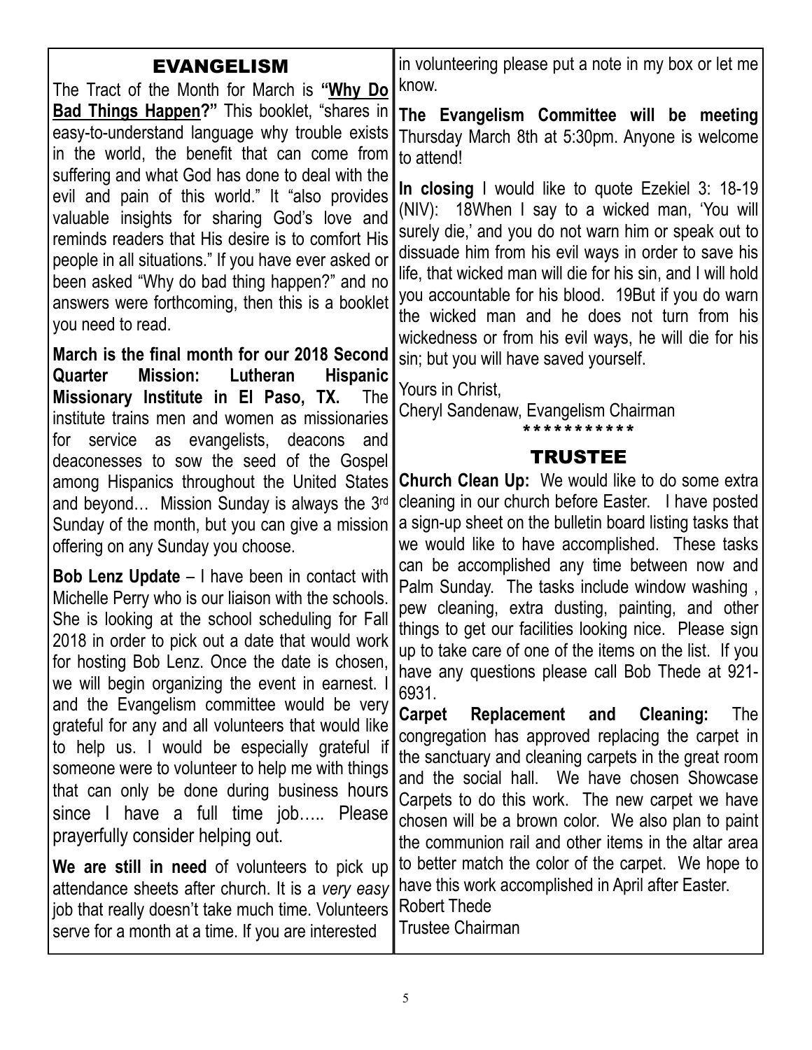## EVANGELISM

The Tract of the Month for March is **"Why Do Bad Things Happen?"** This booklet, "shares in easy-to-understand language why trouble exists in the world, the benefit that can come from suffering and what God has done to deal with the evil and pain of this world." It "also provides valuable insights for sharing God's love and reminds readers that His desire is to comfort His people in all situations." If you have ever asked or been asked "Why do bad thing happen?" and no answers were forthcoming, then this is a booklet you need to read.

**March is the final month for our 2018 Second Quarter Mission: Lutheran Hispanic Missionary Institute in El Paso, TX.** The institute trains men and women as missionaries for service as evangelists, deacons and deaconesses to sow the seed of the Gospel among Hispanics throughout the United States and beyond… Mission Sunday is always the 3rd Sunday of the month, but you can give a mission offering on any Sunday you choose.

**Bob Lenz Update** – I have been in contact with Michelle Perry who is our liaison with the schools. She is looking at the school scheduling for Fall 2018 in order to pick out a date that would work for hosting Bob Lenz. Once the date is chosen, we will begin organizing the event in earnest. I and the Evangelism committee would be very grateful for any and all volunteers that would like to help us. I would be especially grateful if someone were to volunteer to help me with things that can only be done during business hours since I have a full time job….. Please prayerfully consider helping out.

**We are still in need** of volunteers to pick up attendance sheets after church. It is a *very easy* job that really doesn't take much time. Volunteers serve for a month at a time. If you are interested in volunteering please put a note in my box or let me know.

**The Evangelism Committee will be meeting** Thursday March 8th at 5:30pm. Anyone is welcome to attend!

**In closing** I would like to quote Ezekiel 3: 18-19 (NIV): 18When I say to a wicked man, 'You will surely die,' and you do not warn him or speak out to dissuade him from his evil ways in order to save his life, that wicked man will die for his sin, and I will hold you accountable for his blood. 19But if you do warn the wicked man and he does not turn from his wickedness or from his evil ways, he will die for his sin; but you will have saved yourself.

Yours in Christ,
Cheryl Sandenaw, Evangelism Chairman

\* \* \* \* \* \* \* \* \* \* \* \*

## TRUSTEE

**Church Clean Up:** We would like to do some extra cleaning in our church before Easter. I have posted a sign-up sheet on the bulletin board listing tasks that we would like to have accomplished. These tasks can be accomplished any time between now and Palm Sunday. The tasks include window washing , pew cleaning, extra dusting, painting, and other things to get our facilities looking nice. Please sign up to take care of one of the items on the list. If you have any questions please call Bob Thede at 921-6931.

**Carpet Replacement and Cleaning:** The congregation has approved replacing the carpet in the sanctuary and cleaning carpets in the great room and the social hall. We have chosen Showcase Carpets to do this work. The new carpet we have chosen will be a brown color. We also plan to paint the communion rail and other items in the altar area to better match the color of the carpet. We hope to have this work accomplished in April after Easter.

Robert Thede
Trustee Chairman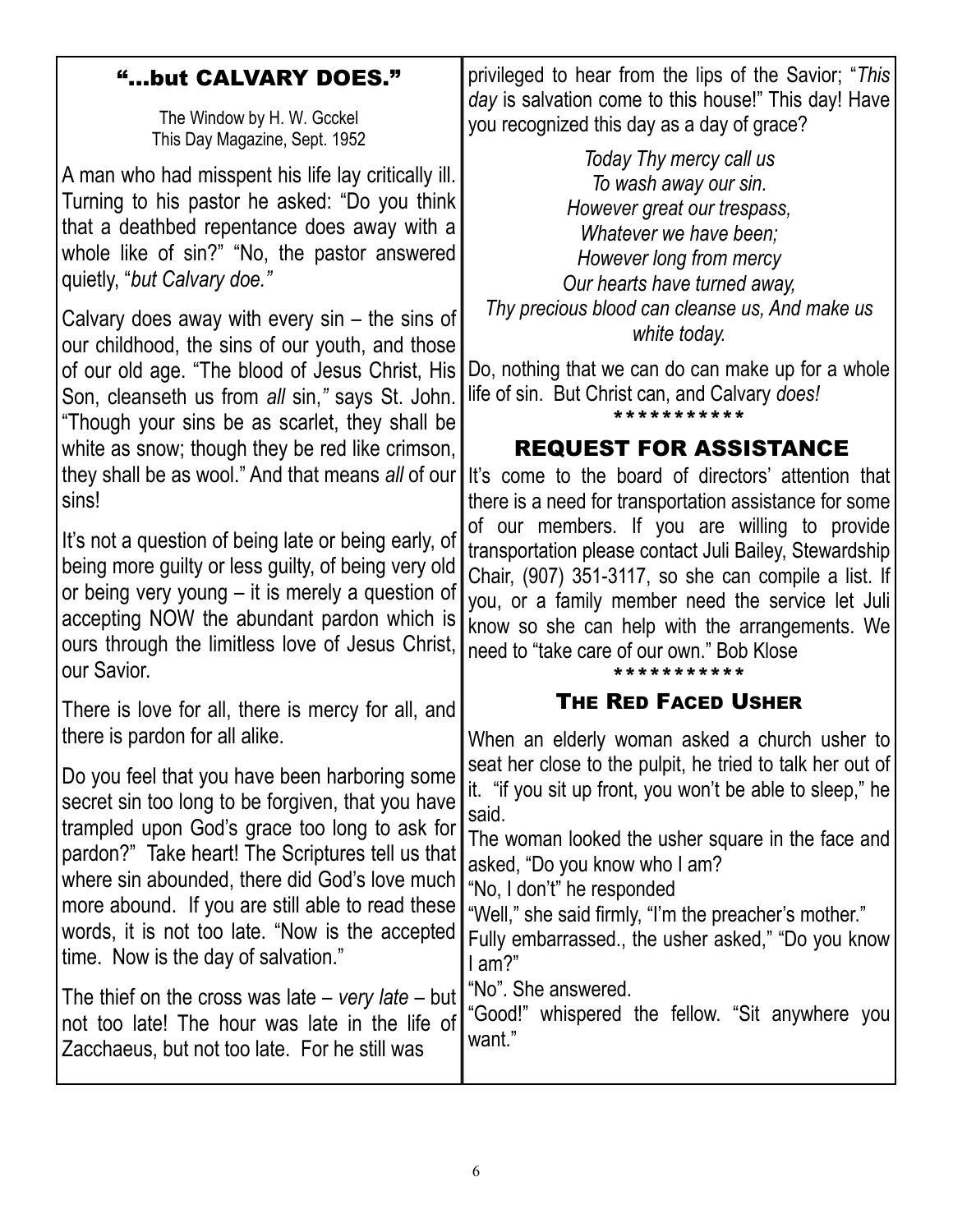## "...but CALVARY DOES."

The Window by H. W. Gcckel
This Day Magazine, Sept. 1952

A man who had misspent his life lay critically ill. Turning to his pastor he asked: "Do you think that a deathbed repentance does away with a whole like of sin?" "No, the pastor answered quietly, "*but Calvary doe."*

Calvary does away with every sin – the sins of our childhood, the sins of our youth, and those of our old age. "The blood of Jesus Christ, His Son, cleanseth us from *all* sin,*"* says St. John. "Though your sins be as scarlet, they shall be white as snow; though they be red like crimson, they shall be as wool." And that means *all* of our sins!

It's not a question of being late or being early, of being more guilty or less guilty, of being very old or being very young – it is merely a question of accepting NOW the abundant pardon which is ours through the limitless love of Jesus Christ, our Savior.

There is love for all, there is mercy for all, and there is pardon for all alike.

Do you feel that you have been harboring some secret sin too long to be forgiven, that you have trampled upon God's grace too long to ask for pardon?" Take heart! The Scriptures tell us that where sin abounded, there did God's love much more abound. If you are still able to read these words, it is not too late. "Now is the accepted time. Now is the day of salvation."

The thief on the cross was late – *very late* – but not too late! The hour was late in the life of Zacchaeus, but not too late. For he still was privileged to hear from the lips of the Savior; "*This day* is salvation come to this house!" This day! Have you recognized this day as a day of grace?

*Today Thy mercy call us*
*To wash away our sin.*
*However great our trespass,*
*Whatever we have been;*
*However long from mercy*
*Our hearts have turned away,*
*Thy precious blood can cleanse us, And make us white today.*

Do, nothing that we can do can make up for a whole life of sin. But Christ can, and Calvary *does!*

***********

## REQUEST FOR ASSISTANCE

It's come to the board of directors' attention that there is a need for transportation assistance for some of our members. If you are willing to provide transportation please contact Juli Bailey, Stewardship Chair, (907) 351-3117, so she can compile a list. If you, or a family member need the service let Juli know so she can help with the arrangements. We need to "take care of our own." Bob Klose

***********

## The Red Faced Usher

When an elderly woman asked a church usher to seat her close to the pulpit, he tried to talk her out of it. "if you sit up front, you won't be able to sleep," he said.

The woman looked the usher square in the face and asked, "Do you know who I am?

"No, I don't" he responded

"Well," she said firmly, "I'm the preacher's mother."

Fully embarrassed., the usher asked," "Do you know I am?"

"No". She answered.

"Good!" whispered the fellow. "Sit anywhere you want."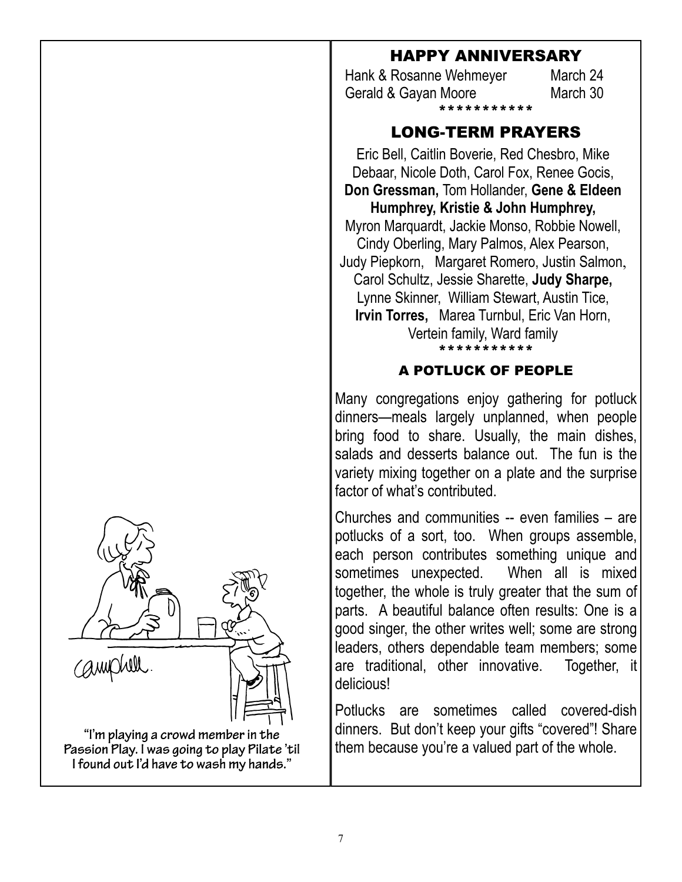"I'm playing a crowd member in the Passion Play. I was going to play Pilate 'til I found out I'd have to wash my hands."

## HAPPY ANNIVERSARY

Hank & Rosanne Wehmeyer — March 24
Gerald & Gayan Moore — March 30

\*\*\*\*\*\*\*\*\*\*\*\*

## LONG-TERM PRAYERS

Eric Bell, Caitlin Boverie, Red Chesbro, Mike Debaar, Nicole Doth, Carol Fox, Renee Gocis, **Don Gressman,** Tom Hollander, **Gene & Eldeen Humphrey, Kristie & John Humphrey,** Myron Marquardt, Jackie Monso, Robbie Nowell, Cindy Oberling, Mary Palmos, Alex Pearson, Judy Piepkorn, Margaret Romero, Justin Salmon, Carol Schultz, Jessie Sharette, **Judy Sharpe,** Lynne Skinner, William Stewart, Austin Tice, **Irvin Torres,** Marea Turnbul, Eric Van Horn, Vertein family, Ward family

\*\*\*\*\*\*\*\*\*\*\*\*

### A POTLUCK OF PEOPLE

Many congregations enjoy gathering for potluck dinners—meals largely unplanned, when people bring food to share. Usually, the main dishes, salads and desserts balance out. The fun is the variety mixing together on a plate and the surprise factor of what's contributed.

Churches and communities -- even families – are potlucks of a sort, too. When groups assemble, each person contributes something unique and sometimes unexpected. When all is mixed together, the whole is truly greater that the sum of parts. A beautiful balance often results: One is a good singer, the other writes well; some are strong leaders, others dependable team members; some are traditional, other innovative. Together, it delicious!

Potlucks are sometimes called covered-dish dinners. But don't keep your gifts "covered"! Share them because you're a valued part of the whole.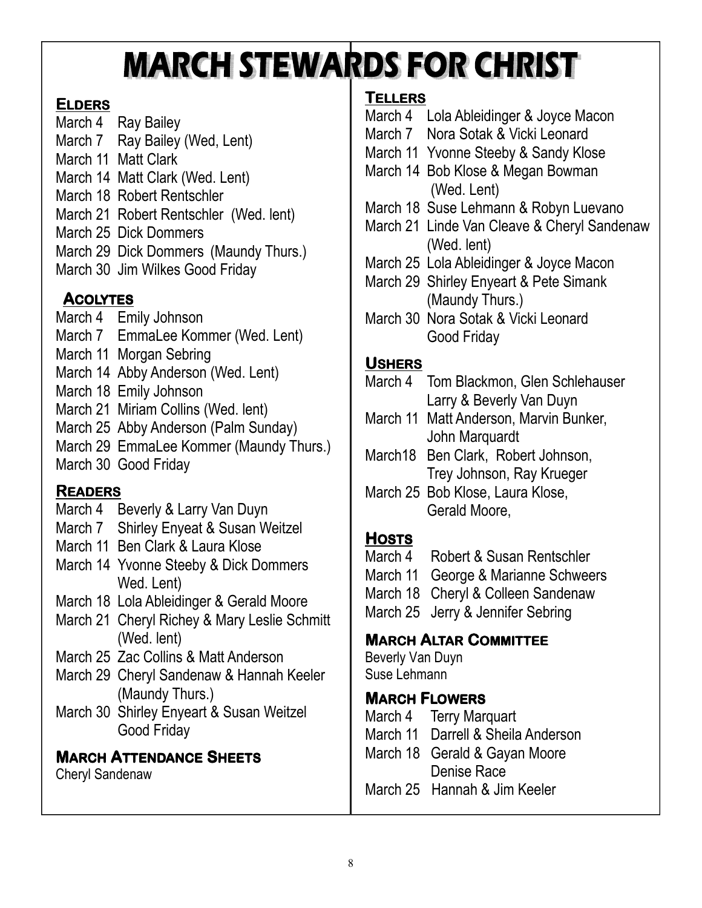# MARCH STEWARDS FOR CHRIST

## Elders

March 4 Ray Bailey
March 7 Ray Bailey (Wed, Lent)
March 11 Matt Clark
March 14 Matt Clark (Wed. Lent)
March 18 Robert Rentschler
March 21 Robert Rentschler (Wed. lent)
March 25 Dick Dommers
March 29 Dick Dommers (Maundy Thurs.)
March 30 Jim Wilkes Good Friday

## Acolytes

March 4 Emily Johnson
March 7 EmmaLee Kommer (Wed. Lent)
March 11 Morgan Sebring
March 14 Abby Anderson (Wed. Lent)
March 18 Emily Johnson
March 21 Miriam Collins (Wed. lent)
March 25 Abby Anderson (Palm Sunday)
March 29 EmmaLee Kommer (Maundy Thurs.)
March 30 Good Friday

## Readers

March 4 Beverly & Larry Van Duyn
March 7 Shirley Enyeat & Susan Weitzel
March 11 Ben Clark & Laura Klose
March 14 Yvonne Steeby & Dick Dommers Wed. Lent)
March 18 Lola Ableidinger & Gerald Moore
March 21 Cheryl Richey & Mary Leslie Schmitt (Wed. lent)
March 25 Zac Collins & Matt Anderson
March 29 Cheryl Sandenaw & Hannah Keeler (Maundy Thurs.)
March 30 Shirley Enyeart & Susan Weitzel Good Friday

## March Attendance Sheets

Cheryl Sandenaw

## Tellers

March 4 Lola Ableidinger & Joyce Macon
March 7 Nora Sotak & Vicki Leonard
March 11 Yvonne Steeby & Sandy Klose
March 14 Bob Klose & Megan Bowman (Wed. Lent)
March 18 Suse Lehmann & Robyn Luevano
March 21 Linde Van Cleave & Cheryl Sandenaw (Wed. lent)
March 25 Lola Ableidinger & Joyce Macon
March 29 Shirley Enyeart & Pete Simank (Maundy Thurs.)
March 30 Nora Sotak & Vicki Leonard Good Friday

## Ushers

March 4 Tom Blackmon, Glen Schlehauser Larry & Beverly Van Duyn
March 11 Matt Anderson, Marvin Bunker, John Marquardt
March18 Ben Clark, Robert Johnson, Trey Johnson, Ray Krueger
March 25 Bob Klose, Laura Klose, Gerald Moore,

## Hosts

March 4 Robert & Susan Rentschler
March 11 George & Marianne Schweers
March 18 Cheryl & Colleen Sandenaw
March 25 Jerry & Jennifer Sebring

## March Altar Committee

Beverly Van Duyn
Suse Lehmann

## March Flowers

March 4 Terry Marquart
March 11 Darrell & Sheila Anderson
March 18 Gerald & Gayan Moore Denise Race
March 25 Hannah & Jim Keeler